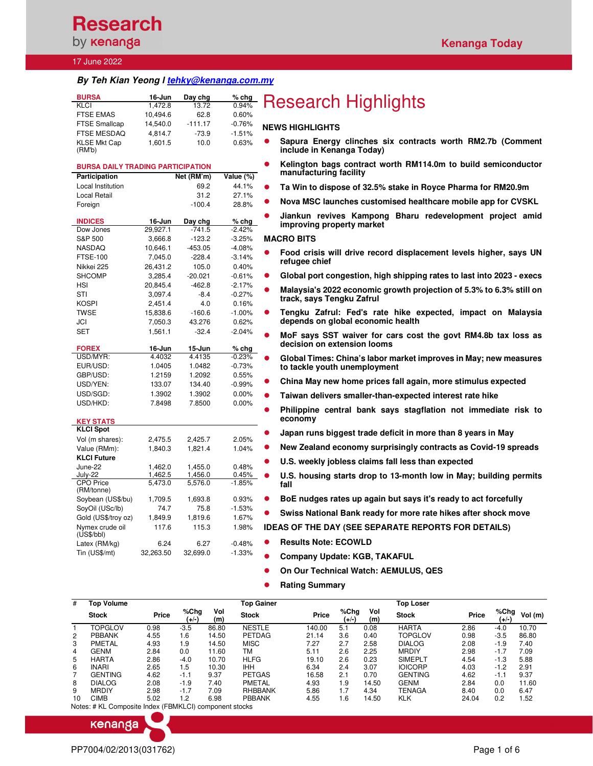# Research by kenanga

**Kenanga Today**

17 June 2022

***By Teh Kian Yeong I tehky@kenanga.com.my***

| BURSA | 16-Jun | Day chg | % chg |
|---|---|---|---|
| KLCI | 1,472.8 | 13.72 | 0.94% |
| FTSE EMAS | 10,494.6 | 62.8 | 0.60% |
| FTSE Smallcap | 14,540.0 | -111.17 | -0.76% |
| FTSE MESDAQ | 4,814.7 | -73.9 | -1.51% |
| KLSE Mkt Cap (RM'b) | 1,601.5 | 10.0 | 0.63% |

**BURSA DAILY TRADING PARTICIPATION**

| Participation | Net (RM'm) | Value (%) |
|---|---|---|
| Local Institution | 69.2 | 44.1% |
| Local Retail | 31.2 | 27.1% |
| Foreign | -100.4 | 28.8% |

| INDICES | 16-Jun | Day chg | % chg |
|---|---|---|---|
| Dow Jones | 29,927.1 | -741.5 | -2.42% |
| S&P 500 | 3,666.8 | -123.2 | -3.25% |
| NASDAQ | 10,646.1 | -453.05 | -4.08% |
| FTSE-100 | 7,045.0 | -228.4 | -3.14% |
| Nikkei 225 | 26,431.2 | 105.0 | 0.40% |
| SHCOMP | 3,285.4 | -20.021 | -0.61% |
| HSI | 20,845.4 | -462.8 | -2.17% |
| STI | 3,097.4 | -8.4 | -0.27% |
| KOSPI | 2,451.4 | 4.0 | 0.16% |
| TWSE | 15,838.6 | -160.6 | -1.00% |
| JCI | 7,050.3 | 43.276 | 0.62% |
| SET | 1,561.1 | -32.4 | -2.04% |

| FOREX | 16-Jun | 15-Jun | % chg |
|---|---|---|---|
| USD/MYR: | 4.4032 | 4.4135 | -0.23% |
| EUR/USD: | 1.0405 | 1.0482 | -0.73% |
| GBP/USD: | 1.2159 | 1.2092 | 0.55% |
| USD/YEN: | 133.07 | 134.40 | -0.99% |
| USD/SGD: | 1.3902 | 1.3902 | 0.00% |
| USD/HKD: | 7.8498 | 7.8500 | 0.00% |

| KEY STATS | | | |
|---|---|---|---|
| **KLCI Spot** | | | |
| Vol (m shares): | 2,475.5 | 2,425.7 | 2.05% |
| Value (RMm): | 1,840.3 | 1,821.4 | 1.04% |
| **KLCI Future** | | | |
| June-22 | 1,462.0 | 1,455.0 | 0.48% |
| July-22 | 1,462.5 | 1,456.0 | 0.45% |
| CPO Price (RM/tonne) | 5,473.0 | 5,576.0 | -1.85% |
| Soybean (US$/bu) | 1,709.5 | 1,693.8 | 0.93% |
| SoyOil (USc/lb) | 74.7 | 75.8 | -1.53% |
| Gold (US$/troy oz) | 1,849.9 | 1,819.6 | 1.67% |
| Nymex crude oil (US$/bbl) | 117.6 | 115.3 | 1.98% |
| Latex (RM/kg) | 6.24 | 6.27 | -0.48% |
| Tin (US$/mt) | 32,263.50 | 32,699.0 | -1.33% |

# Research Highlights

## NEWS HIGHLIGHTS

- **Sapura Energy clinches six contracts worth RM2.7b (Comment include in Kenanga Today)**
- **Kelington bags contract worth RM114.0m to build semiconductor manufacturing facility**
- **Ta Win to dispose of 32.5% stake in Royce Pharma for RM20.9m**
- **Nova MSC launches customised healthcare mobile app for CVSKL**
- **Jiankun revives Kampong Bharu redevelopment project amid improving property market**

## MACRO BITS

- **Food crisis will drive record displacement levels higher, says UN refugee chief**
- **Global port congestion, high shipping rates to last into 2023 - execs**
- **Malaysia's 2022 economic growth projection of 5.3% to 6.3% still on track, says Tengku Zafrul**
- **Tengku Zafrul: Fed's rate hike expected, impact on Malaysia depends on global economic health**
- **MoF says SST waiver for cars cost the govt RM4.8b tax loss as decision on extension looms**
- **Global Times: China's labor market improves in May; new measures to tackle youth unemployment**
- **China May new home prices fall again, more stimulus expected**
- **Taiwan delivers smaller-than-expected interest rate hike**
- **Philippine central bank says stagflation not immediate risk to economy**
- **Japan runs biggest trade deficit in more than 8 years in May**
- **New Zealand economy surprisingly contracts as Covid-19 spreads**
- **U.S. weekly jobless claims fall less than expected**
- **U.S. housing starts drop to 13-month low in May; building permits fall**
- **BoE nudges rates up again but says it's ready to act forcefully**
- **Swiss National Bank ready for more rate hikes after shock move**

## IDEAS OF THE DAY (SEE SEPARATE REPORTS FOR DETAILS)

- **Results Note: ECOWLD**
- **Company Update: KGB, TAKAFUL**
- **On Our Technical Watch: AEMULUS, QES**
- **Rating Summary**

| # | Top Volume Stock | Price | %Chg (+/-) | Vol (m) | Top Gainer Stock | Price | %Chg (+/-) | Vol (m) | Top Loser Stock | Price | %Chg (+/-) | Vol (m) |
|---|---|---|---|---|---|---|---|---|---|---|---|---|
| 1 | TOPGLOV | 0.98 | -3.5 | 86.80 | NESTLE | 140.00 | 5.1 | 0.08 | HARTA | 2.86 | -4.0 | 10.70 |
| 2 | PBBANK | 4.55 | 1.6 | 14.50 | PETDAG | 21.14 | 3.6 | 0.40 | TOPGLOV | 0.98 | -3.5 | 86.80 |
| 3 | PMETAL | 4.93 | 1.9 | 14.50 | MISC | 7.27 | 2.7 | 2.58 | DIALOG | 2.08 | -1.9 | 7.40 |
| 4 | GENM | 2.84 | 0.0 | 11.60 | TM | 5.11 | 2.6 | 2.25 | MRDIY | 2.98 | -1.7 | 7.09 |
| 5 | HARTA | 2.86 | -4.0 | 10.70 | HLFG | 19.10 | 2.6 | 0.23 | SIMEPLT | 4.54 | -1.3 | 5.88 |
| 6 | INARI | 2.65 | 1.5 | 10.30 | IHH | 6.34 | 2.4 | 3.07 | IOICORP | 4.03 | -1.2 | 2.91 |
| 7 | GENTING | 4.62 | -1.1 | 9.37 | PETGAS | 16.58 | 2.1 | 0.70 | GENTING | 4.62 | -1.1 | 9.37 |
| 8 | DIALOG | 2.08 | -1.9 | 7.40 | PMETAL | 4.93 | 1.9 | 14.50 | GENM | 2.84 | 0.0 | 11.60 |
| 9 | MRDIY | 2.98 | -1.7 | 7.09 | RHBBANK | 5.86 | 1.7 | 4.34 | TENAGA | 8.40 | 0.0 | 6.47 |
| 10 | CIMB | 5.02 | 1.2 | 6.98 | PBBANK | 4.55 | 1.6 | 14.50 | KLK | 24.04 | 0.2 | 1.52 |

Notes: # KL Composite Index (FBMKLCI) component stocks

PP7004/02/2013(031762)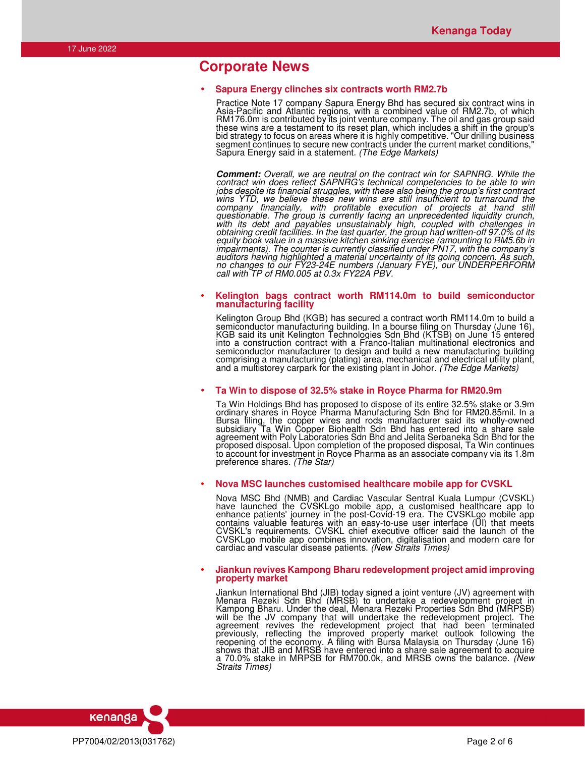## Corporate News

- **Sapura Energy clinches six contracts worth RM2.7b**

  Practice Note 17 company Sapura Energy Bhd has secured six contract wins in Asia-Pacific and Atlantic regions, with a combined value of RM2.7b, of which RM176.0m is contributed by its joint venture company. The oil and gas group said these wins are a testament to its reset plan, which includes a shift in the group's bid strategy to focus on areas where it is highly competitive. "Our drilling business segment continues to secure new contracts under the current market conditions," Sapura Energy said in a statement. *(The Edge Markets)*

  ***Comment:*** *Overall, we are neutral on the contract win for SAPNRG. While the contract win does reflect SAPNRG's technical competencies to be able to win jobs despite its financial struggles, with these also being the group's first contract wins YTD, we believe these new wins are still insufficient to turnaround the company financially, with profitable execution of projects at hand still questionable. The group is currently facing an unprecedented liquidity crunch, with its debt and payables unsustainably high, coupled with challenges in obtaining credit facilities. In the last quarter, the group had written-off 97.0% of its equity book value in a massive kitchen sinking exercise (amounting to RM5.6b in impairments). The counter is currently classified under PN17, with the company's auditors having highlighted a material uncertainty of its going concern. As such, no changes to our FY23-24E numbers (January FYE), our UNDERPERFORM call with TP of RM0.005 at 0.3x FY22A PBV.*

- **Kelington bags contract worth RM114.0m to build semiconductor manufacturing facility**

  Kelington Group Bhd (KGB) has secured a contract worth RM114.0m to build a semiconductor manufacturing building. In a bourse filing on Thursday (June 16), KGB said its unit Kelington Technologies Sdn Bhd (KTSB) on June 15 entered into a construction contract with a Franco-Italian multinational electronics and semiconductor manufacturer to design and build a new manufacturing building comprising a manufacturing (plating) area, mechanical and electrical utility plant, and a multistorey carpark for the existing plant in Johor. *(The Edge Markets)*

- **Ta Win to dispose of 32.5% stake in Royce Pharma for RM20.9m**

  Ta Win Holdings Bhd has proposed to dispose of its entire 32.5% stake or 3.9m ordinary shares in Royce Pharma Manufacturing Sdn Bhd for RM20.85mil. In a Bursa filing, the copper wires and rods manufacturer said its wholly-owned subsidiary Ta Win Copper Biohealth Sdn Bhd has entered into a share sale agreement with Poly Laboratories Sdn Bhd and Jelita Serbaneka Sdn Bhd for the proposed disposal. Upon completion of the proposed disposal, Ta Win continues to account for investment in Royce Pharma as an associate company via its 1.8m preference shares. *(The Star)*

- **Nova MSC launches customised healthcare mobile app for CVSKL**

  Nova MSC Bhd (NMB) and Cardiac Vascular Sentral Kuala Lumpur (CVSKL) have launched the CVSKLgo mobile app, a customised healthcare app to enhance patients' journey in the post-Covid-19 era. The CVSKLgo mobile app contains valuable features with an easy-to-use user interface (UI) that meets CVSKL's requirements. CVSKL chief executive officer said the launch of the CVSKLgo mobile app combines innovation, digitalisation and modern care for cardiac and vascular disease patients. *(New Straits Times)*

- **Jiankun revives Kampong Bharu redevelopment project amid improving property market**

  Jiankun International Bhd (JIB) today signed a joint venture (JV) agreement with Menara Rezeki Sdn Bhd (MRSB) to undertake a redevelopment project in Kampong Bharu. Under the deal, Menara Rezeki Properties Sdn Bhd (MRPSB) will be the JV company that will undertake the redevelopment project. The agreement revives the redevelopment project that had been terminated previously, reflecting the improved property market outlook following the reopening of the economy. A filing with Bursa Malaysia on Thursday (June 16) shows that JIB and MRSB have entered into a share sale agreement to acquire a 70.0% stake in MRPSB for RM700.0k, and MRSB owns the balance. *(New Straits Times)*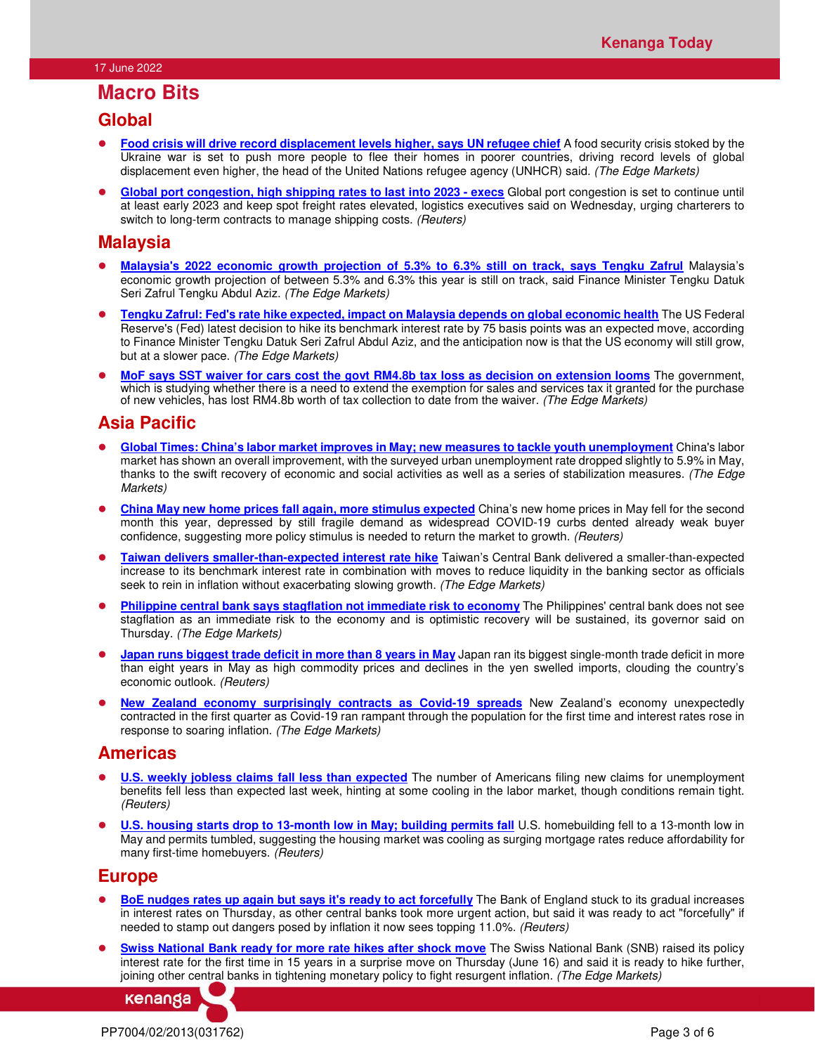# Macro Bits

## Global

- **Food crisis will drive record displacement levels higher, says UN refugee chief** A food security crisis stoked by the Ukraine war is set to push more people to flee their homes in poorer countries, driving record levels of global displacement even higher, the head of the United Nations refugee agency (UNHCR) said. *(The Edge Markets)*
- **Global port congestion, high shipping rates to last into 2023 - execs** Global port congestion is set to continue until at least early 2023 and keep spot freight rates elevated, logistics executives said on Wednesday, urging charterers to switch to long-term contracts to manage shipping costs. *(Reuters)*

## Malaysia

- **Malaysia's 2022 economic growth projection of 5.3% to 6.3% still on track, says Tengku Zafrul** Malaysia's economic growth projection of between 5.3% and 6.3% this year is still on track, said Finance Minister Tengku Datuk Seri Zafrul Tengku Abdul Aziz. *(The Edge Markets)*
- **Tengku Zafrul: Fed's rate hike expected, impact on Malaysia depends on global economic health** The US Federal Reserve's (Fed) latest decision to hike its benchmark interest rate by 75 basis points was an expected move, according to Finance Minister Tengku Datuk Seri Zafrul Abdul Aziz, and the anticipation now is that the US economy will still grow, but at a slower pace. *(The Edge Markets)*
- **MoF says SST waiver for cars cost the govt RM4.8b tax loss as decision on extension looms** The government, which is studying whether there is a need to extend the exemption for sales and services tax it granted for the purchase of new vehicles, has lost RM4.8b worth of tax collection to date from the waiver. *(The Edge Markets)*

## Asia Pacific

- **Global Times: China's labor market improves in May; new measures to tackle youth unemployment** China's labor market has shown an overall improvement, with the surveyed urban unemployment rate dropped slightly to 5.9% in May, thanks to the swift recovery of economic and social activities as well as a series of stabilization measures. *(The Edge Markets)*
- **China May new home prices fall again, more stimulus expected** China's new home prices in May fell for the second month this year, depressed by still fragile demand as widespread COVID-19 curbs dented already weak buyer confidence, suggesting more policy stimulus is needed to return the market to growth. *(Reuters)*
- **Taiwan delivers smaller-than-expected interest rate hike** Taiwan's Central Bank delivered a smaller-than-expected increase to its benchmark interest rate in combination with moves to reduce liquidity in the banking sector as officials seek to rein in inflation without exacerbating slowing growth. *(The Edge Markets)*
- **Philippine central bank says stagflation not immediate risk to economy** The Philippines' central bank does not see stagflation as an immediate risk to the economy and is optimistic recovery will be sustained, its governor said on Thursday. *(The Edge Markets)*
- **Japan runs biggest trade deficit in more than 8 years in May** Japan ran its biggest single-month trade deficit in more than eight years in May as high commodity prices and declines in the yen swelled imports, clouding the country's economic outlook. *(Reuters)*
- **New Zealand economy surprisingly contracts as Covid-19 spreads** New Zealand's economy unexpectedly contracted in the first quarter as Covid-19 ran rampant through the population for the first time and interest rates rose in response to soaring inflation. *(The Edge Markets)*

## Americas

- **U.S. weekly jobless claims fall less than expected** The number of Americans filing new claims for unemployment benefits fell less than expected last week, hinting at some cooling in the labor market, though conditions remain tight. *(Reuters)*
- **U.S. housing starts drop to 13-month low in May; building permits fall** U.S. homebuilding fell to a 13-month low in May and permits tumbled, suggesting the housing market was cooling as surging mortgage rates reduce affordability for many first-time homebuyers. *(Reuters)*

## Europe

- **BoE nudges rates up again but says it's ready to act forcefully** The Bank of England stuck to its gradual increases in interest rates on Thursday, as other central banks took more urgent action, but said it was ready to act "forcefully" if needed to stamp out dangers posed by inflation it now sees topping 11.0%. *(Reuters)*
- **Swiss National Bank ready for more rate hikes after shock move** The Swiss National Bank (SNB) raised its policy interest rate for the first time in 15 years in a surprise move on Thursday (June 16) and said it is ready to hike further, joining other central banks in tightening monetary policy to fight resurgent inflation. *(The Edge Markets)*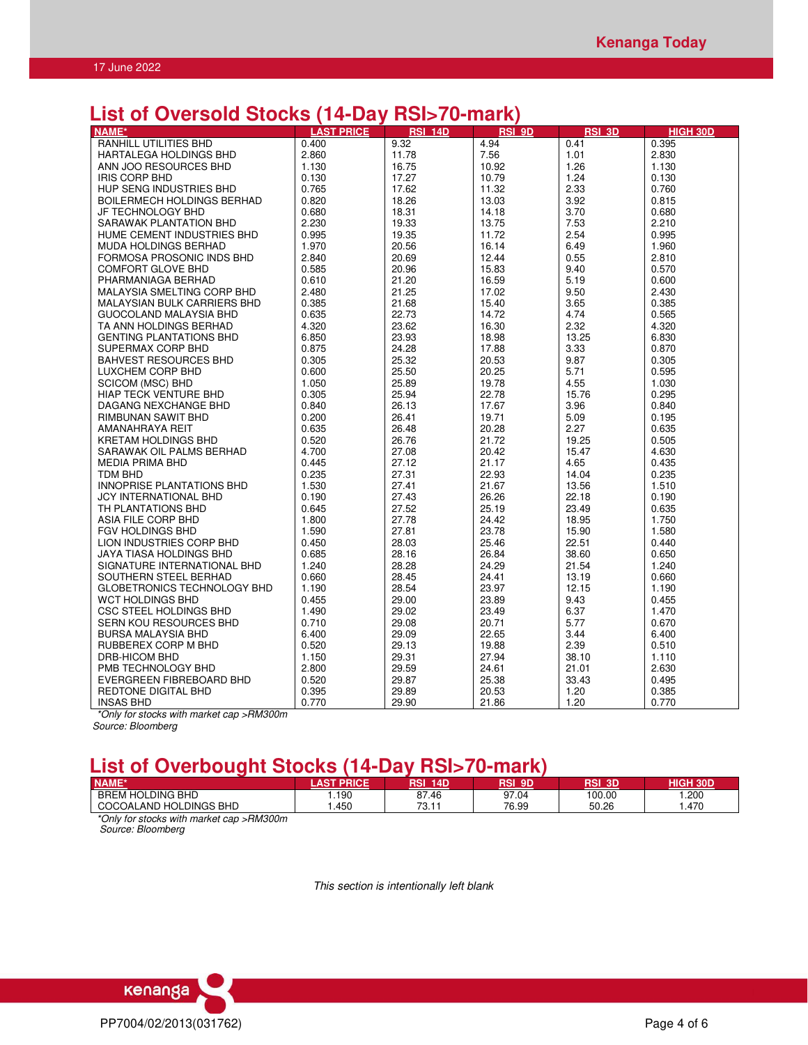## List of Oversold Stocks (14-Day RSI>70-mark)

| NAME* | LAST PRICE | RSI_14D | RSI_9D | RSI_3D | HIGH 30D |
|---|---|---|---|---|---|
| RANHILL UTILITIES BHD | 0.400 | 9.32 | 4.94 | 0.41 | 0.395 |
| HARTALEGA HOLDINGS BHD | 2.860 | 11.78 | 7.56 | 1.01 | 2.830 |
| ANN JOO RESOURCES BHD | 1.130 | 16.75 | 10.92 | 1.26 | 1.130 |
| IRIS CORP BHD | 0.130 | 17.27 | 10.79 | 1.24 | 0.130 |
| HUP SENG INDUSTRIES BHD | 0.765 | 17.62 | 11.32 | 2.33 | 0.760 |
| BOILERMECH HOLDINGS BERHAD | 0.820 | 18.26 | 13.03 | 3.92 | 0.815 |
| JF TECHNOLOGY BHD | 0.680 | 18.31 | 14.18 | 3.70 | 0.680 |
| SARAWAK PLANTATION BHD | 2.230 | 19.33 | 13.75 | 7.53 | 2.210 |
| HUME CEMENT INDUSTRIES BHD | 0.995 | 19.35 | 11.72 | 2.54 | 0.995 |
| MUDA HOLDINGS BERHAD | 1.970 | 20.56 | 16.14 | 6.49 | 1.960 |
| FORMOSA PROSONIC INDS BHD | 2.840 | 20.69 | 12.44 | 0.55 | 2.810 |
| COMFORT GLOVE BHD | 0.585 | 20.96 | 15.83 | 9.40 | 0.570 |
| PHARMANIAGA BERHAD | 0.610 | 21.20 | 16.59 | 5.19 | 0.600 |
| MALAYSIA SMELTING CORP BHD | 2.480 | 21.25 | 17.02 | 9.50 | 2.430 |
| MALAYSIAN BULK CARRIERS BHD | 0.385 | 21.68 | 15.40 | 3.65 | 0.385 |
| GUOCOLAND MALAYSIA BHD | 0.635 | 22.73 | 14.72 | 4.74 | 0.565 |
| TA ANN HOLDINGS BERHAD | 4.320 | 23.62 | 16.30 | 2.32 | 4.320 |
| GENTING PLANTATIONS BHD | 6.850 | 23.93 | 18.98 | 13.25 | 6.830 |
| SUPERMAX CORP BHD | 0.875 | 24.28 | 17.88 | 3.33 | 0.870 |
| BAHVEST RESOURCES BHD | 0.305 | 25.32 | 20.53 | 9.87 | 0.305 |
| LUXCHEM CORP BHD | 0.600 | 25.50 | 20.25 | 5.71 | 0.595 |
| SCICOM (MSC) BHD | 1.050 | 25.89 | 19.78 | 4.55 | 1.030 |
| HIAP TECK VENTURE BHD | 0.305 | 25.94 | 22.78 | 15.76 | 0.295 |
| DAGANG NEXCHANGE BHD | 0.840 | 26.13 | 17.67 | 3.96 | 0.840 |
| RIMBUNAN SAWIT BHD | 0.200 | 26.41 | 19.71 | 5.09 | 0.195 |
| AMANAHRAYA REIT | 0.635 | 26.48 | 20.28 | 2.27 | 0.635 |
| KRETAM HOLDINGS BHD | 0.520 | 26.76 | 21.72 | 19.25 | 0.505 |
| SARAWAK OIL PALMS BERHAD | 4.700 | 27.08 | 20.42 | 15.47 | 4.630 |
| MEDIA PRIMA BHD | 0.445 | 27.12 | 21.17 | 4.65 | 0.435 |
| TDM BHD | 0.235 | 27.31 | 22.93 | 14.04 | 0.235 |
| INNOPRISE PLANTATIONS BHD | 1.530 | 27.41 | 21.67 | 13.56 | 1.510 |
| JCY INTERNATIONAL BHD | 0.190 | 27.43 | 26.26 | 22.18 | 0.190 |
| TH PLANTATIONS BHD | 0.645 | 27.52 | 25.19 | 23.49 | 0.635 |
| ASIA FILE CORP BHD | 1.800 | 27.78 | 24.42 | 18.95 | 1.750 |
| FGV HOLDINGS BHD | 1.590 | 27.81 | 23.78 | 15.90 | 1.580 |
| LION INDUSTRIES CORP BHD | 0.450 | 28.03 | 25.46 | 22.51 | 0.440 |
| JAYA TIASA HOLDINGS BHD | 0.685 | 28.16 | 26.84 | 38.60 | 0.650 |
| SIGNATURE INTERNATIONAL BHD | 1.240 | 28.28 | 24.29 | 21.54 | 1.240 |
| SOUTHERN STEEL BERHAD | 0.660 | 28.45 | 24.41 | 13.19 | 0.660 |
| GLOBETRONICS TECHNOLOGY BHD | 1.190 | 28.54 | 23.97 | 12.15 | 1.190 |
| WCT HOLDINGS BHD | 0.455 | 29.00 | 23.89 | 9.43 | 0.455 |
| CSC STEEL HOLDINGS BHD | 1.490 | 29.02 | 23.49 | 6.37 | 1.470 |
| SERN KOU RESOURCES BHD | 0.710 | 29.08 | 20.71 | 5.77 | 0.670 |
| BURSA MALAYSIA BHD | 6.400 | 29.09 | 22.65 | 3.44 | 6.400 |
| RUBBEREX CORP M BHD | 0.520 | 29.13 | 19.88 | 2.39 | 0.510 |
| DRB-HICOM BHD | 1.150 | 29.31 | 27.94 | 38.10 | 1.110 |
| PMB TECHNOLOGY BHD | 2.800 | 29.59 | 24.61 | 21.01 | 2.630 |
| EVERGREEN FIBREBOARD BHD | 0.520 | 29.87 | 25.38 | 33.43 | 0.495 |
| REDTONE DIGITAL BHD | 0.395 | 29.89 | 20.53 | 1.20 | 0.385 |
| INSAS BHD | 0.770 | 29.90 | 21.86 | 1.20 | 0.770 |

*\*Only for stocks with market cap >RM300m*

*Source: Bloomberg*

## List of Overbought Stocks (14-Day RSI>70-mark)

| NAME* | LAST PRICE | RSI_14D | RSI_9D | RSI_3D | HIGH 30D |
|---|---|---|---|---|---|
| BREM HOLDING BHD | 1.190 | 87.46 | 97.04 | 100.00 | 1.200 |
| COCOALAND HOLDINGS BHD | 1.450 | 73.11 | 76.99 | 50.26 | 1.470 |

*\*Only for stocks with market cap >RM300m*

*Source: Bloomberg*

*This section is intentionally left blank*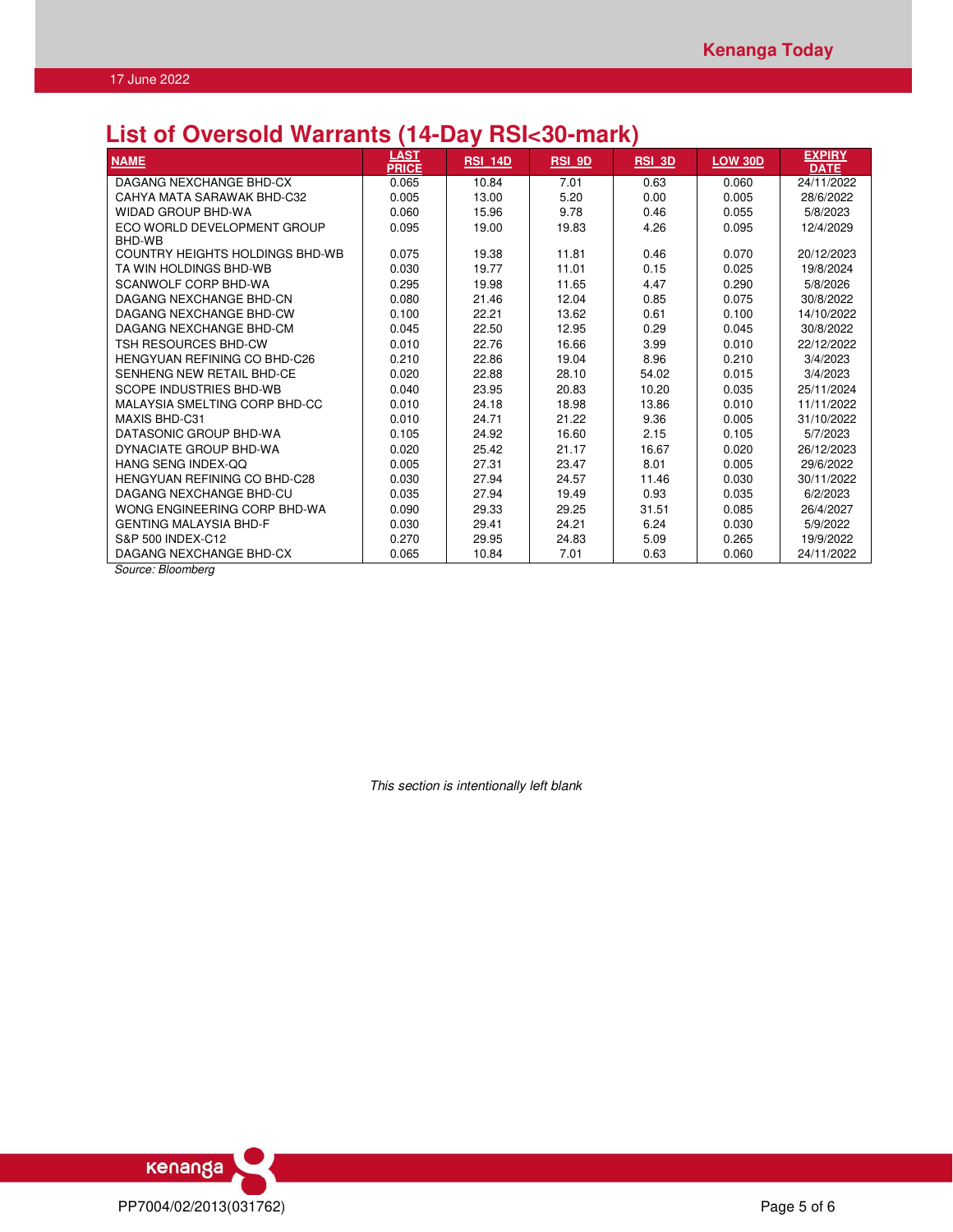## List of Oversold Warrants (14-Day RSI<30-mark)

| NAME | LAST PRICE | RSI_14D | RSI_9D | RSI_3D | LOW_30D | EXPIRY DATE |
|---|---|---|---|---|---|---|
| DAGANG NEXCHANGE BHD-CX | 0.065 | 10.84 | 7.01 | 0.63 | 0.060 | 24/11/2022 |
| CAHYA MATA SARAWAK BHD-C32 | 0.005 | 13.00 | 5.20 | 0.00 | 0.005 | 28/6/2022 |
| WIDAD GROUP BHD-WA | 0.060 | 15.96 | 9.78 | 0.46 | 0.055 | 5/8/2023 |
| ECO WORLD DEVELOPMENT GROUP BHD-WB | 0.095 | 19.00 | 19.83 | 4.26 | 0.095 | 12/4/2029 |
| COUNTRY HEIGHTS HOLDINGS BHD-WB | 0.075 | 19.38 | 11.81 | 0.46 | 0.070 | 20/12/2023 |
| TA WIN HOLDINGS BHD-WB | 0.030 | 19.77 | 11.01 | 0.15 | 0.025 | 19/8/2024 |
| SCANWOLF CORP BHD-WA | 0.295 | 19.98 | 11.65 | 4.47 | 0.290 | 5/8/2026 |
| DAGANG NEXCHANGE BHD-CN | 0.080 | 21.46 | 12.04 | 0.85 | 0.075 | 30/8/2022 |
| DAGANG NEXCHANGE BHD-CW | 0.100 | 22.21 | 13.62 | 0.61 | 0.100 | 14/10/2022 |
| DAGANG NEXCHANGE BHD-CM | 0.045 | 22.50 | 12.95 | 0.29 | 0.045 | 30/8/2022 |
| TSH RESOURCES BHD-CW | 0.010 | 22.76 | 16.66 | 3.99 | 0.010 | 22/12/2022 |
| HENGYUAN REFINING CO BHD-C26 | 0.210 | 22.86 | 19.04 | 8.96 | 0.210 | 3/4/2023 |
| SENHENG NEW RETAIL BHD-CE | 0.020 | 22.88 | 28.10 | 54.02 | 0.015 | 3/4/2023 |
| SCOPE INDUSTRIES BHD-WB | 0.040 | 23.95 | 20.83 | 10.20 | 0.035 | 25/11/2024 |
| MALAYSIA SMELTING CORP BHD-CC | 0.010 | 24.18 | 18.98 | 13.86 | 0.010 | 11/11/2022 |
| MAXIS BHD-C31 | 0.010 | 24.71 | 21.22 | 9.36 | 0.005 | 31/10/2022 |
| DATASONIC GROUP BHD-WA | 0.105 | 24.92 | 16.60 | 2.15 | 0.105 | 5/7/2023 |
| DYNACIATE GROUP BHD-WA | 0.020 | 25.42 | 21.17 | 16.67 | 0.020 | 26/12/2023 |
| HANG SENG INDEX-QQ | 0.005 | 27.31 | 23.47 | 8.01 | 0.005 | 29/6/2022 |
| HENGYUAN REFINING CO BHD-C28 | 0.030 | 27.94 | 24.57 | 11.46 | 0.030 | 30/11/2022 |
| DAGANG NEXCHANGE BHD-CU | 0.035 | 27.94 | 19.49 | 0.93 | 0.035 | 6/2/2023 |
| WONG ENGINEERING CORP BHD-WA | 0.090 | 29.33 | 29.25 | 31.51 | 0.085 | 26/4/2027 |
| GENTING MALAYSIA BHD-F | 0.030 | 29.41 | 24.21 | 6.24 | 0.030 | 5/9/2022 |
| S&P 500 INDEX-C12 | 0.270 | 29.95 | 24.83 | 5.09 | 0.265 | 19/9/2022 |
| DAGANG NEXCHANGE BHD-CX | 0.065 | 10.84 | 7.01 | 0.63 | 0.060 | 24/11/2022 |

*Source: Bloomberg*

*This section is intentionally left blank*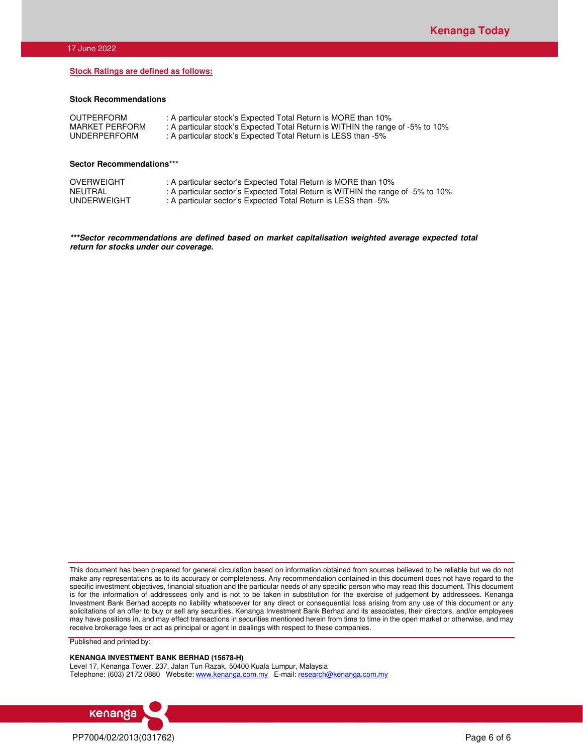**Stock Ratings are defined as follows:**

**Stock Recommendations**

| | |
|---|---|
| OUTPERFORM | : A particular stock's Expected Total Return is MORE than 10% |
| MARKET PERFORM | : A particular stock's Expected Total Return is WITHIN the range of -5% to 10% |
| UNDERPERFORM | : A particular stock's Expected Total Return is LESS than -5% |

**Sector Recommendations*****

| | |
|---|---|
| OVERWEIGHT | : A particular sector's Expected Total Return is MORE than 10% |
| NEUTRAL | : A particular sector's Expected Total Return is WITHIN the range of -5% to 10% |
| UNDERWEIGHT | : A particular sector's Expected Total Return is LESS than -5% |

***\*\*\*Sector recommendations are defined based on market capitalisation weighted average expected total return for stocks under our coverage.***

This document has been prepared for general circulation based on information obtained from sources believed to be reliable but we do not make any representations as to its accuracy or completeness. Any recommendation contained in this document does not have regard to the specific investment objectives, financial situation and the particular needs of any specific person who may read this document. This document is for the information of addressees only and is not to be taken in substitution for the exercise of judgement by addressees. Kenanga Investment Bank Berhad accepts no liability whatsoever for any direct or consequential loss arising from any use of this document or any solicitations of an offer to buy or sell any securities. Kenanga Investment Bank Berhad and its associates, their directors, and/or employees may have positions in, and may effect transactions in securities mentioned herein from time to time in the open market or otherwise, and may receive brokerage fees or act as principal or agent in dealings with respect to these companies.

Published and printed by:

**KENANGA INVESTMENT BANK BERHAD (15678-H)**
Level 17, Kenanga Tower, 237, Jalan Tun Razak, 50400 Kuala Lumpur, Malaysia
Telephone: (603) 2172 0880 Website: www.kenanga.com.my E-mail: research@kenanga.com.my

PP7004/02/2013(031762)